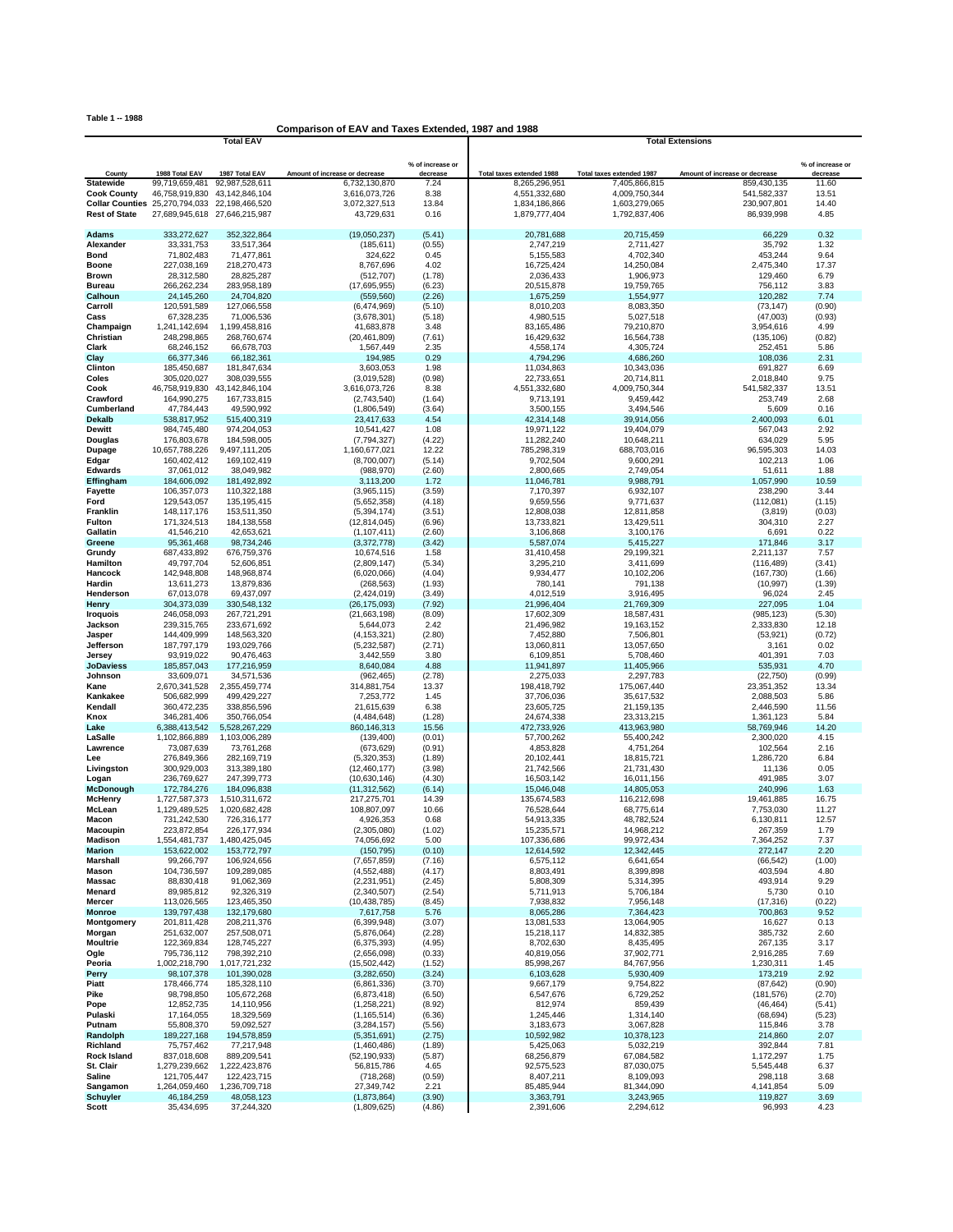Table 1 -- 1988

## Comparison of EAV and Taxes Extended, 1987 and 1988

| | Total EAV | | | | Total Extensions | | | |
|---|---|---|---|---|---|---|---|---|
| County | 1988 Total EAV | 1987 Total EAV | Amount of increase or decrease | % of increase or decrease | Total taxes extended 1988 | Total taxes extended 1987 | Amount of increase or decrease | % of increase or decrease |
| **Statewide** | 99,719,659,481 | 92,987,528,611 | 6,732,130,870 | 7.24 | 8,265,296,951 | 7,405,866,815 | 859,430,135 | 11.60 |
| **Cook County** | 46,758,919,830 | 43,142,846,104 | 3,616,073,726 | 8.38 | 4,551,332,680 | 4,009,750,344 | 541,582,337 | 13.51 |
| **Collar Counties** | 25,270,794,033 | 22,198,466,520 | 3,072,327,513 | 13.84 | 1,834,186,866 | 1,603,279,065 | 230,907,801 | 14.40 |
| **Rest of State** | 27,689,945,618 | 27,646,215,987 | 43,729,631 | 0.16 | 1,879,777,404 | 1,792,837,406 | 86,939,998 | 4.85 |
| **Adams** | 333,272,627 | 352,322,864 | (19,050,237) | (5.41) | 20,781,688 | 20,715,459 | 66,229 | 0.32 |
| **Alexander** | 33,331,753 | 33,517,364 | (185,611) | (0.55) | 2,747,219 | 2,711,427 | 35,792 | 1.32 |
| **Bond** | 71,802,483 | 71,477,861 | 324,622 | 0.45 | 5,155,583 | 4,702,340 | 453,244 | 9.64 |
| **Boone** | 227,038,169 | 218,270,473 | 8,767,696 | 4.02 | 16,725,424 | 14,250,084 | 2,475,340 | 17.37 |
| **Brown** | 28,312,580 | 28,825,287 | (512,707) | (1.78) | 2,036,433 | 1,906,973 | 129,460 | 6.79 |
| **Bureau** | 266,262,234 | 283,958,189 | (17,695,955) | (6.23) | 20,515,878 | 19,759,765 | 756,112 | 3.83 |
| **Calhoun** | 24,145,260 | 24,704,820 | (559,560) | (2.26) | 1,675,259 | 1,554,977 | 120,282 | 7.74 |
| **Carroll** | 120,591,589 | 127,066,558 | (6,474,969) | (5.10) | 8,010,203 | 8,083,350 | (73,147) | (0.90) |
| **Cass** | 67,328,235 | 71,006,536 | (3,678,301) | (5.18) | 4,980,515 | 5,027,518 | (47,003) | (0.93) |
| **Champaign** | 1,241,142,694 | 1,199,458,816 | 41,683,878 | 3.48 | 83,165,486 | 79,210,870 | 3,954,616 | 4.99 |
| **Christian** | 248,298,865 | 268,760,674 | (20,461,809) | (7.61) | 16,429,632 | 16,564,738 | (135,106) | (0.82) |
| **Clark** | 68,246,152 | 66,678,703 | 1,567,449 | 2.35 | 4,558,174 | 4,305,724 | 252,451 | 5.86 |
| **Clay** | 66,377,346 | 66,182,361 | 194,985 | 0.29 | 4,794,296 | 4,686,260 | 108,036 | 2.31 |
| **Clinton** | 185,450,687 | 181,847,634 | 3,603,053 | 1.98 | 11,034,863 | 10,343,036 | 691,827 | 6.69 |
| **Coles** | 305,020,027 | 308,039,555 | (3,019,528) | (0.98) | 22,733,651 | 20,714,811 | 2,018,840 | 9.75 |
| **Cook** | 46,758,919,830 | 43,142,846,104 | 3,616,073,726 | 8.38 | 4,551,332,680 | 4,009,750,344 | 541,582,337 | 13.51 |
| **Crawford** | 164,990,275 | 167,733,815 | (2,743,540) | (1.64) | 9,713,191 | 9,459,442 | 253,749 | 2.68 |
| **Cumberland** | 47,784,443 | 49,590,992 | (1,806,549) | (3.64) | 3,500,155 | 3,494,546 | 5,609 | 0.16 |
| **Dekalb** | 538,817,952 | 515,400,319 | 23,417,633 | 4.54 | 42,314,148 | 39,914,056 | 2,400,093 | 6.01 |
| **Dewitt** | 984,745,480 | 974,204,053 | 10,541,427 | 1.08 | 19,971,122 | 19,404,079 | 567,043 | 2.92 |
| **Douglas** | 176,803,678 | 184,598,005 | (7,794,327) | (4.22) | 11,282,240 | 10,648,211 | 634,029 | 5.95 |
| **Dupage** | 10,657,788,226 | 9,497,111,205 | 1,160,677,021 | 12.22 | 785,298,319 | 688,703,016 | 96,595,303 | 14.03 |
| **Edgar** | 160,402,412 | 169,102,419 | (8,700,007) | (5.14) | 9,702,504 | 9,600,291 | 102,213 | 1.06 |
| **Edwards** | 37,061,012 | 38,049,982 | (988,970) | (2.60) | 2,800,665 | 2,749,054 | 51,611 | 1.88 |
| **Effingham** | 184,606,092 | 181,492,892 | 3,113,200 | 1.72 | 11,046,781 | 9,988,791 | 1,057,990 | 10.59 |
| **Fayette** | 106,357,073 | 110,322,188 | (3,965,115) | (3.59) | 7,170,397 | 6,932,107 | 238,290 | 3.44 |
| **Ford** | 129,543,057 | 135,195,415 | (5,652,358) | (4.18) | 9,659,556 | 9,771,637 | (112,081) | (1.15) |
| **Franklin** | 148,117,176 | 153,511,350 | (5,394,174) | (3.51) | 12,808,038 | 12,811,858 | (3,819) | (0.03) |
| **Fulton** | 171,324,513 | 184,138,558 | (12,814,045) | (6.96) | 13,733,821 | 13,429,511 | 304,310 | 2.27 |
| **Gallatin** | 41,546,210 | 42,653,621 | (1,107,411) | (2.60) | 3,106,868 | 3,100,176 | 6,691 | 0.22 |
| **Greene** | 95,361,468 | 98,734,246 | (3,372,778) | (3.42) | 5,587,074 | 5,415,227 | 171,846 | 3.17 |
| **Grundy** | 687,433,892 | 676,759,376 | 10,674,516 | 1.58 | 31,410,458 | 29,199,321 | 2,211,137 | 7.57 |
| **Hamilton** | 49,797,704 | 52,606,851 | (2,809,147) | (5.34) | 3,295,210 | 3,411,699 | (116,489) | (3.41) |
| **Hancock** | 142,948,808 | 148,968,874 | (6,020,066) | (4.04) | 9,934,477 | 10,102,206 | (167,730) | (1.66) |
| **Hardin** | 13,611,273 | 13,879,836 | (268,563) | (1.93) | 780,141 | 791,138 | (10,997) | (1.39) |
| **Henderson** | 67,013,078 | 69,437,097 | (2,424,019) | (3.49) | 4,012,519 | 3,916,495 | 96,024 | 2.45 |
| **Henry** | 304,373,039 | 330,548,132 | (26,175,093) | (7.92) | 21,996,404 | 21,769,309 | 227,095 | 1.04 |
| **Iroquois** | 246,058,093 | 267,721,291 | (21,663,198) | (8.09) | 17,602,309 | 18,587,431 | (985,123) | (5.30) |
| **Jackson** | 239,315,765 | 233,671,692 | 5,644,073 | 2.42 | 21,496,982 | 19,163,152 | 2,333,830 | 12.18 |
| **Jasper** | 144,409,999 | 148,563,320 | (4,153,321) | (2.80) | 7,452,880 | 7,506,801 | (53,921) | (0.72) |
| **Jefferson** | 187,797,179 | 193,029,766 | (5,232,587) | (2.71) | 13,060,811 | 13,057,650 | 3,161 | 0.02 |
| **Jersey** | 93,919,022 | 90,476,463 | 3,442,559 | 3.80 | 6,109,851 | 5,708,460 | 401,391 | 7.03 |
| **JoDaviess** | 185,857,043 | 177,216,959 | 8,640,084 | 4.88 | 11,941,897 | 11,405,966 | 535,931 | 4.70 |
| **Johnson** | 33,609,071 | 34,571,536 | (962,465) | (2.78) | 2,275,033 | 2,297,783 | (22,750) | (0.99) |
| **Kane** | 2,670,341,528 | 2,355,459,774 | 314,881,754 | 13.37 | 198,418,792 | 175,067,440 | 23,351,352 | 13.34 |
| **Kankakee** | 506,682,999 | 499,429,227 | 7,253,772 | 1.45 | 37,706,036 | 35,617,532 | 2,088,503 | 5.86 |
| **Kendall** | 360,472,235 | 338,856,596 | 21,615,639 | 6.38 | 23,605,725 | 21,159,135 | 2,446,590 | 11.56 |
| **Knox** | 346,281,406 | 350,766,054 | (4,484,648) | (1.28) | 24,674,338 | 23,313,215 | 1,361,123 | 5.84 |
| **Lake** | 6,388,413,542 | 5,528,267,229 | 860,146,313 | 15.56 | 472,733,926 | 413,963,980 | 58,769,946 | 14.20 |
| **LaSalle** | 1,102,866,889 | 1,103,006,289 | (139,400) | (0.01) | 57,700,262 | 55,400,242 | 2,300,020 | 4.15 |
| **Lawrence** | 73,087,639 | 73,761,268 | (673,629) | (0.91) | 4,853,828 | 4,751,264 | 102,564 | 2.16 |
| **Lee** | 276,849,366 | 282,169,719 | (5,320,353) | (1.89) | 20,102,441 | 18,815,721 | 1,286,720 | 6.84 |
| **Livingston** | 300,929,003 | 313,389,180 | (12,460,177) | (3.98) | 21,742,566 | 21,731,430 | 11,136 | 0.05 |
| **Logan** | 236,769,627 | 247,399,773 | (10,630,146) | (4.30) | 16,503,142 | 16,011,156 | 491,985 | 3.07 |
| **McDonough** | 172,784,276 | 184,096,838 | (11,312,562) | (6.14) | 15,046,048 | 14,805,053 | 240,996 | 1.63 |
| **McHenry** | 1,727,587,373 | 1,510,311,672 | 217,275,701 | 14.39 | 135,674,583 | 116,212,698 | 19,461,885 | 16.75 |
| **McLean** | 1,129,489,525 | 1,020,682,428 | 108,807,097 | 10.66 | 76,528,644 | 68,775,614 | 7,753,030 | 11.27 |
| **Macon** | 731,242,530 | 726,316,177 | 4,926,353 | 0.68 | 54,913,335 | 48,782,524 | 6,130,811 | 12.57 |
| **Macoupin** | 223,872,854 | 226,177,934 | (2,305,080) | (1.02) | 15,235,571 | 14,968,212 | 267,359 | 1.79 |
| **Madison** | 1,554,481,737 | 1,480,425,045 | 74,056,692 | 5.00 | 107,336,686 | 99,972,434 | 7,364,252 | 7.37 |
| **Marion** | 153,622,002 | 153,772,797 | (150,795) | (0.10) | 12,614,592 | 12,342,445 | 272,147 | 2.20 |
| **Marshall** | 99,266,797 | 106,924,656 | (7,657,859) | (7.16) | 6,575,112 | 6,641,654 | (66,542) | (1.00) |
| **Mason** | 104,736,597 | 109,289,085 | (4,552,488) | (4.17) | 8,803,491 | 8,399,898 | 403,594 | 4.80 |
| **Massac** | 88,830,418 | 91,062,369 | (2,231,951) | (2.45) | 5,808,309 | 5,314,395 | 493,914 | 9.29 |
| **Menard** | 89,985,812 | 92,326,319 | (2,340,507) | (2.54) | 5,711,913 | 5,706,184 | 5,730 | 0.10 |
| **Mercer** | 113,026,565 | 123,465,350 | (10,438,785) | (8.45) | 7,938,832 | 7,956,148 | (17,316) | (0.22) |
| **Monroe** | 139,797,438 | 132,179,680 | 7,617,758 | 5.76 | 8,065,286 | 7,364,423 | 700,863 | 9.52 |
| **Montgomery** | 201,811,428 | 208,211,376 | (6,399,948) | (3.07) | 13,081,533 | 13,064,905 | 16,627 | 0.13 |
| **Morgan** | 251,632,007 | 257,508,071 | (5,876,064) | (2.28) | 15,218,117 | 14,832,385 | 385,732 | 2.60 |
| **Moultrie** | 122,369,834 | 128,745,227 | (6,375,393) | (4.95) | 8,702,630 | 8,435,495 | 267,135 | 3.17 |
| **Ogle** | 795,736,112 | 798,392,210 | (2,656,098) | (0.33) | 40,819,056 | 37,902,771 | 2,916,285 | 7.69 |
| **Peoria** | 1,002,218,790 | 1,017,721,232 | (15,502,442) | (1.52) | 85,998,267 | 84,767,956 | 1,230,311 | 1.45 |
| **Perry** | 98,107,378 | 101,390,028 | (3,282,650) | (3.24) | 6,103,628 | 5,930,409 | 173,219 | 2.92 |
| **Piatt** | 178,466,774 | 185,328,110 | (6,861,336) | (3.70) | 9,667,179 | 9,754,822 | (87,642) | (0.90) |
| **Pike** | 98,798,850 | 105,672,268 | (6,873,418) | (6.50) | 6,547,676 | 6,729,252 | (181,576) | (2.70) |
| **Pope** | 12,852,735 | 14,110,956 | (1,258,221) | (8.92) | 812,974 | 859,439 | (46,464) | (5.41) |
| **Pulaski** | 17,164,055 | 18,329,569 | (1,165,514) | (6.36) | 1,245,446 | 1,314,140 | (68,694) | (5.23) |
| **Putnam** | 55,808,370 | 59,092,527 | (3,284,157) | (5.56) | 3,183,673 | 3,067,828 | 115,846 | 3.78 |
| **Randolph** | 189,227,168 | 194,578,859 | (5,351,691) | (2.75) | 10,592,982 | 10,378,123 | 214,860 | 2.07 |
| **Richland** | 75,757,462 | 77,217,948 | (1,460,486) | (1.89) | 5,425,063 | 5,032,219 | 392,844 | 7.81 |
| **Rock Island** | 837,018,608 | 889,209,541 | (52,190,933) | (5.87) | 68,256,879 | 67,084,582 | 1,172,297 | 1.75 |
| **St. Clair** | 1,279,239,662 | 1,222,423,876 | 56,815,786 | 4.65 | 92,575,523 | 87,030,075 | 5,545,448 | 6.37 |
| **Saline** | 121,705,447 | 122,423,715 | (718,268) | (0.59) | 8,407,211 | 8,109,093 | 298,118 | 3.68 |
| **Sangamon** | 1,264,059,460 | 1,236,709,718 | 27,349,742 | 2.21 | 85,485,944 | 81,344,090 | 4,141,854 | 5.09 |
| **Schuyler** | 46,184,259 | 48,058,123 | (1,873,864) | (3.90) | 3,363,791 | 3,243,965 | 119,827 | 3.69 |
| **Scott** | 35,434,695 | 37,244,320 | (1,809,625) | (4.86) | 2,391,606 | 2,294,612 | 96,993 | 4.23 |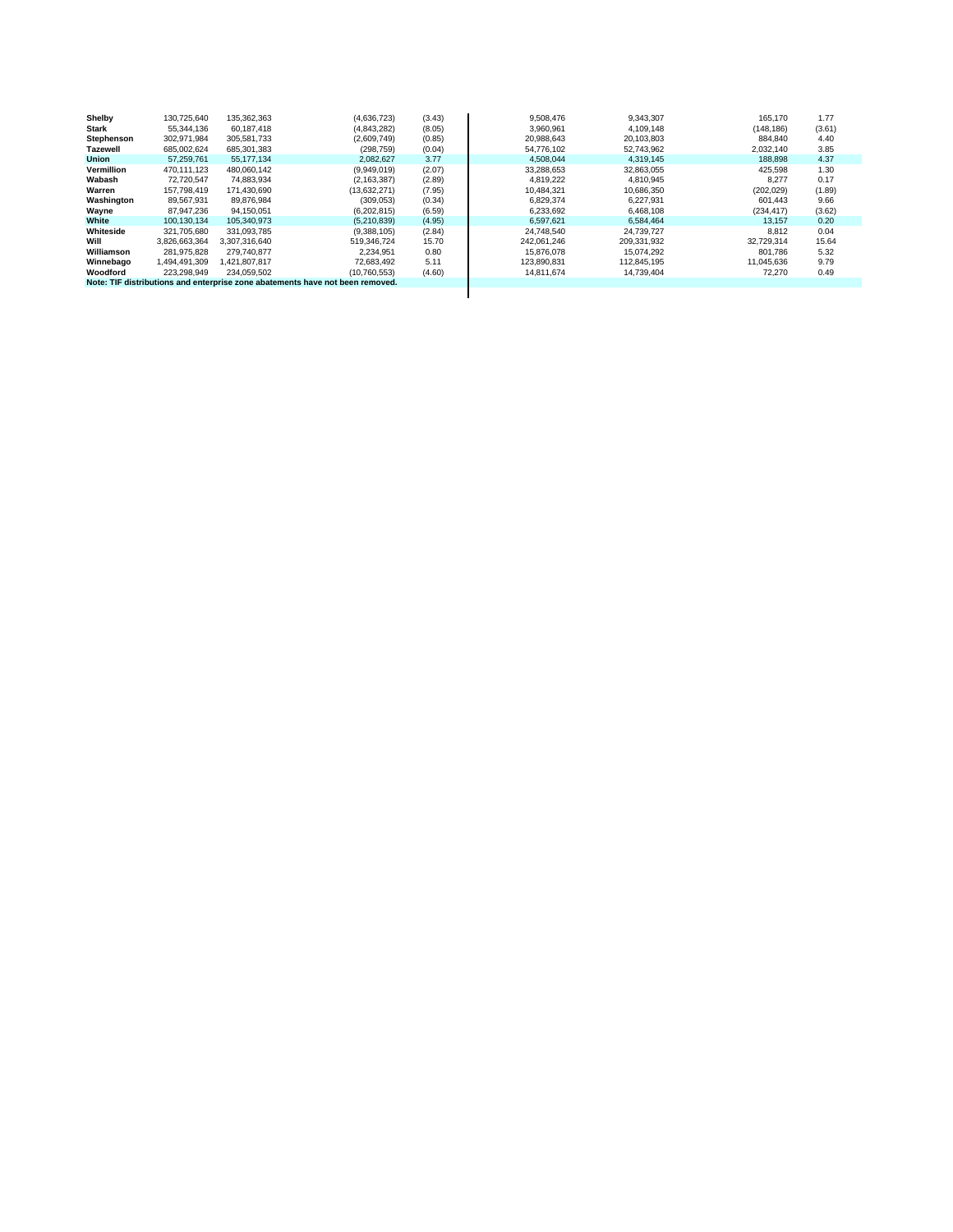| | | | | | | | | |
|---|---|---|---|---|---|---|---|---|
| **Shelby** | 130,725,640 | 135,362,363 | (4,636,723) | (3.43) | 9,508,476 | 9,343,307 | 165,170 | 1.77 |
| **Stark** | 55,344,136 | 60,187,418 | (4,843,282) | (8.05) | 3,960,961 | 4,109,148 | (148,186) | (3.61) |
| **Stephenson** | 302,971,984 | 305,581,733 | (2,609,749) | (0.85) | 20,988,643 | 20,103,803 | 884,840 | 4.40 |
| **Tazewell** | 685,002,624 | 685,301,383 | (298,759) | (0.04) | 54,776,102 | 52,743,962 | 2,032,140 | 3.85 |
| **Union** | 57,259,761 | 55,177,134 | 2,082,627 | 3.77 | 4,508,044 | 4,319,145 | 188,898 | 4.37 |
| **Vermillion** | 470,111,123 | 480,060,142 | (9,949,019) | (2.07) | 33,288,653 | 32,863,055 | 425,598 | 1.30 |
| **Wabash** | 72,720,547 | 74,883,934 | (2,163,387) | (2.89) | 4,819,222 | 4,810,945 | 8,277 | 0.17 |
| **Warren** | 157,798,419 | 171,430,690 | (13,632,271) | (7.95) | 10,484,321 | 10,686,350 | (202,029) | (1.89) |
| **Washington** | 89,567,931 | 89,876,984 | (309,053) | (0.34) | 6,829,374 | 6,227,931 | 601,443 | 9.66 |
| **Wayne** | 87,947,236 | 94,150,051 | (6,202,815) | (6.59) | 6,233,692 | 6,468,108 | (234,417) | (3.62) |
| **White** | 100,130,134 | 105,340,973 | (5,210,839) | (4.95) | 6,597,621 | 6,584,464 | 13,157 | 0.20 |
| **Whiteside** | 321,705,680 | 331,093,785 | (9,388,105) | (2.84) | 24,748,540 | 24,739,727 | 8,812 | 0.04 |
| **Will** | 3,826,663,364 | 3,307,316,640 | 519,346,724 | 15.70 | 242,061,246 | 209,331,932 | 32,729,314 | 15.64 |
| **Williamson** | 281,975,828 | 279,740,877 | 2,234,951 | 0.80 | 15,876,078 | 15,074,292 | 801,786 | 5.32 |
| **Winnebago** | 1,494,491,309 | 1,421,807,817 | 72,683,492 | 5.11 | 123,890,831 | 112,845,195 | 11,045,636 | 9.79 |
| **Woodford** | 223,298,949 | 234,059,502 | (10,760,553) | (4.60) | 14,811,674 | 14,739,404 | 72,270 | 0.49 |

**Note: TIF distributions and enterprise zone abatements have not been removed.**